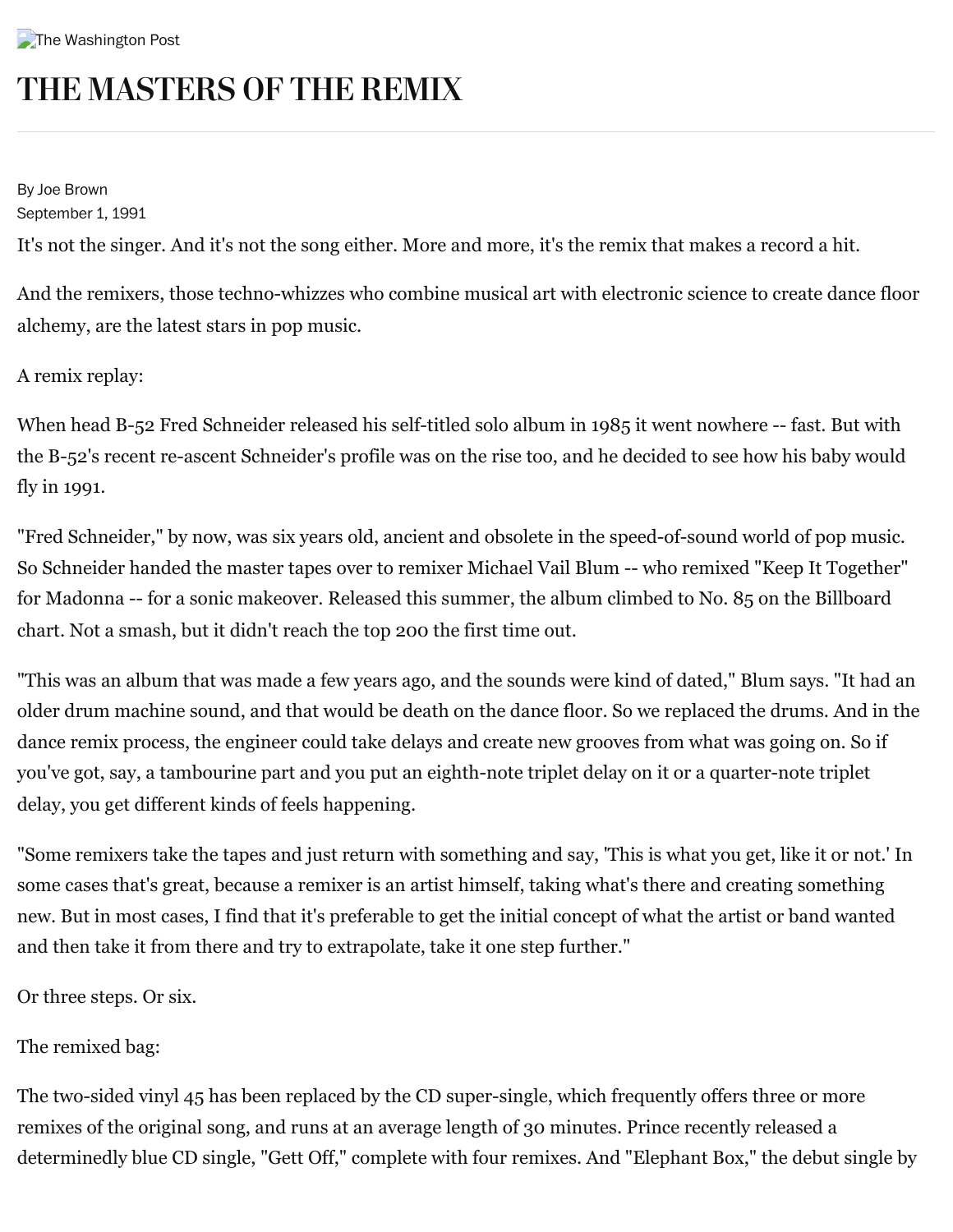The Washington Post

# THE MASTERS OF THE REMIX

By Joe Brown
September 1, 1991

It's not the singer. And it's not the song either. More and more, it's the remix that makes a record a hit.

And the remixers, those techno-whizzes who combine musical art with electronic science to create dance floor alchemy, are the latest stars in pop music.

A remix replay:

When head B-52 Fred Schneider released his self-titled solo album in 1985 it went nowhere -- fast. But with the B-52's recent re-ascent Schneider's profile was on the rise too, and he decided to see how his baby would fly in 1991.

"Fred Schneider," by now, was six years old, ancient and obsolete in the speed-of-sound world of pop music. So Schneider handed the master tapes over to remixer Michael Vail Blum -- who remixed "Keep It Together" for Madonna -- for a sonic makeover. Released this summer, the album climbed to No. 85 on the Billboard chart. Not a smash, but it didn't reach the top 200 the first time out.

"This was an album that was made a few years ago, and the sounds were kind of dated," Blum says. "It had an older drum machine sound, and that would be death on the dance floor. So we replaced the drums. And in the dance remix process, the engineer could take delays and create new grooves from what was going on. So if you've got, say, a tambourine part and you put an eighth-note triplet delay on it or a quarter-note triplet delay, you get different kinds of feels happening.

"Some remixers take the tapes and just return with something and say, 'This is what you get, like it or not.' In some cases that's great, because a remixer is an artist himself, taking what's there and creating something new. But in most cases, I find that it's preferable to get the initial concept of what the artist or band wanted and then take it from there and try to extrapolate, take it one step further."

Or three steps. Or six.

The remixed bag:

The two-sided vinyl 45 has been replaced by the CD super-single, which frequently offers three or more remixes of the original song, and runs at an average length of 30 minutes. Prince recently released a determinedly blue CD single, "Gett Off," complete with four remixes. And "Elephant Box," the debut single by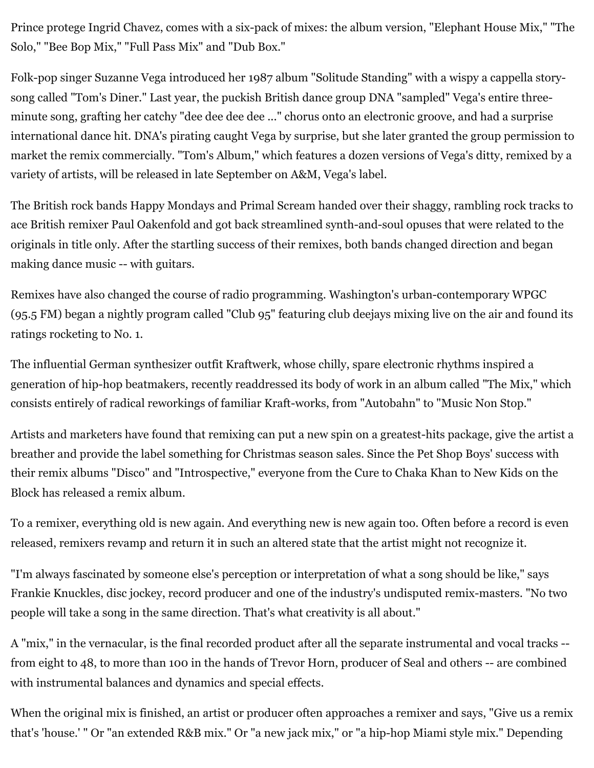Prince protege Ingrid Chavez, comes with a six-pack of mixes: the album version, "Elephant House Mix," "The Solo," "Bee Bop Mix," "Full Pass Mix" and "Dub Box."

Folk-pop singer Suzanne Vega introduced her 1987 album "Solitude Standing" with a wispy a cappella story-song called "Tom's Diner." Last year, the puckish British dance group DNA "sampled" Vega's entire three-minute song, grafting her catchy "dee dee dee dee ..." chorus onto an electronic groove, and had a surprise international dance hit. DNA's pirating caught Vega by surprise, but she later granted the group permission to market the remix commercially. "Tom's Album," which features a dozen versions of Vega's ditty, remixed by a variety of artists, will be released in late September on A&M, Vega's label.

The British rock bands Happy Mondays and Primal Scream handed over their shaggy, rambling rock tracks to ace British remixer Paul Oakenfold and got back streamlined synth-and-soul opuses that were related to the originals in title only. After the startling success of their remixes, both bands changed direction and began making dance music -- with guitars.

Remixes have also changed the course of radio programming. Washington's urban-contemporary WPGC (95.5 FM) began a nightly program called "Club 95" featuring club deejays mixing live on the air and found its ratings rocketing to No. 1.

The influential German synthesizer outfit Kraftwerk, whose chilly, spare electronic rhythms inspired a generation of hip-hop beatmakers, recently readdressed its body of work in an album called "The Mix," which consists entirely of radical reworkings of familiar Kraft-works, from "Autobahn" to "Music Non Stop."

Artists and marketers have found that remixing can put a new spin on a greatest-hits package, give the artist a breather and provide the label something for Christmas season sales. Since the Pet Shop Boys' success with their remix albums "Disco" and "Introspective," everyone from the Cure to Chaka Khan to New Kids on the Block has released a remix album.

To a remixer, everything old is new again. And everything new is new again too. Often before a record is even released, remixers revamp and return it in such an altered state that the artist might not recognize it.

"I'm always fascinated by someone else's perception or interpretation of what a song should be like," says Frankie Knuckles, disc jockey, record producer and one of the industry's undisputed remix-masters. "No two people will take a song in the same direction. That's what creativity is all about."

A "mix," in the vernacular, is the final recorded product after all the separate instrumental and vocal tracks -- from eight to 48, to more than 100 in the hands of Trevor Horn, producer of Seal and others -- are combined with instrumental balances and dynamics and special effects.

When the original mix is finished, an artist or producer often approaches a remixer and says, "Give us a remix that's 'house.' " Or "an extended R&B mix." Or "a new jack mix," or "a hip-hop Miami style mix." Depending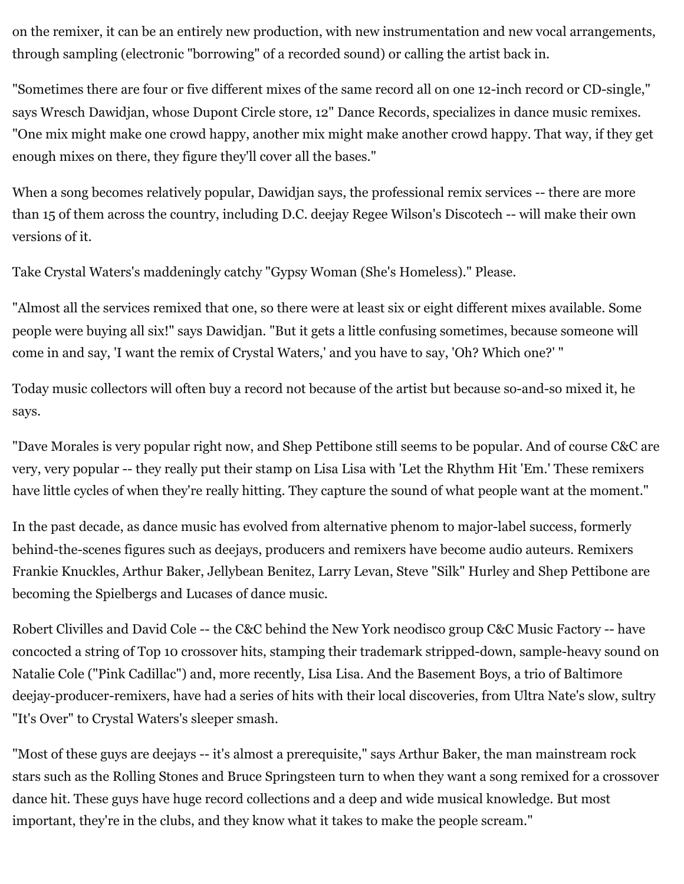on the remixer, it can be an entirely new production, with new instrumentation and new vocal arrangements, through sampling (electronic "borrowing" of a recorded sound) or calling the artist back in.

"Sometimes there are four or five different mixes of the same record all on one 12-inch record or CD-single," says Wresch Dawidjan, whose Dupont Circle store, 12" Dance Records, specializes in dance music remixes. "One mix might make one crowd happy, another mix might make another crowd happy. That way, if they get enough mixes on there, they figure they'll cover all the bases."

When a song becomes relatively popular, Dawidjan says, the professional remix services -- there are more than 15 of them across the country, including D.C. deejay Regee Wilson's Discotech -- will make their own versions of it.

Take Crystal Waters's maddeningly catchy "Gypsy Woman (She's Homeless)." Please.

"Almost all the services remixed that one, so there were at least six or eight different mixes available. Some people were buying all six!" says Dawidjan. "But it gets a little confusing sometimes, because someone will come in and say, 'I want the remix of Crystal Waters,' and you have to say, 'Oh? Which one?' "

Today music collectors will often buy a record not because of the artist but because so-and-so mixed it, he says.

"Dave Morales is very popular right now, and Shep Pettibone still seems to be popular. And of course C&C are very, very popular -- they really put their stamp on Lisa Lisa with 'Let the Rhythm Hit 'Em.' These remixers have little cycles of when they're really hitting. They capture the sound of what people want at the moment."

In the past decade, as dance music has evolved from alternative phenom to major-label success, formerly behind-the-scenes figures such as deejays, producers and remixers have become audio auteurs. Remixers Frankie Knuckles, Arthur Baker, Jellybean Benitez, Larry Levan, Steve "Silk" Hurley and Shep Pettibone are becoming the Spielbergs and Lucases of dance music.

Robert Clivilles and David Cole -- the C&C behind the New York neodisco group C&C Music Factory -- have concocted a string of Top 10 crossover hits, stamping their trademark stripped-down, sample-heavy sound on Natalie Cole ("Pink Cadillac") and, more recently, Lisa Lisa. And the Basement Boys, a trio of Baltimore deejay-producer-remixers, have had a series of hits with their local discoveries, from Ultra Nate's slow, sultry "It's Over" to Crystal Waters's sleeper smash.

"Most of these guys are deejays -- it's almost a prerequisite," says Arthur Baker, the man mainstream rock stars such as the Rolling Stones and Bruce Springsteen turn to when they want a song remixed for a crossover dance hit. These guys have huge record collections and a deep and wide musical knowledge. But most important, they're in the clubs, and they know what it takes to make the people scream."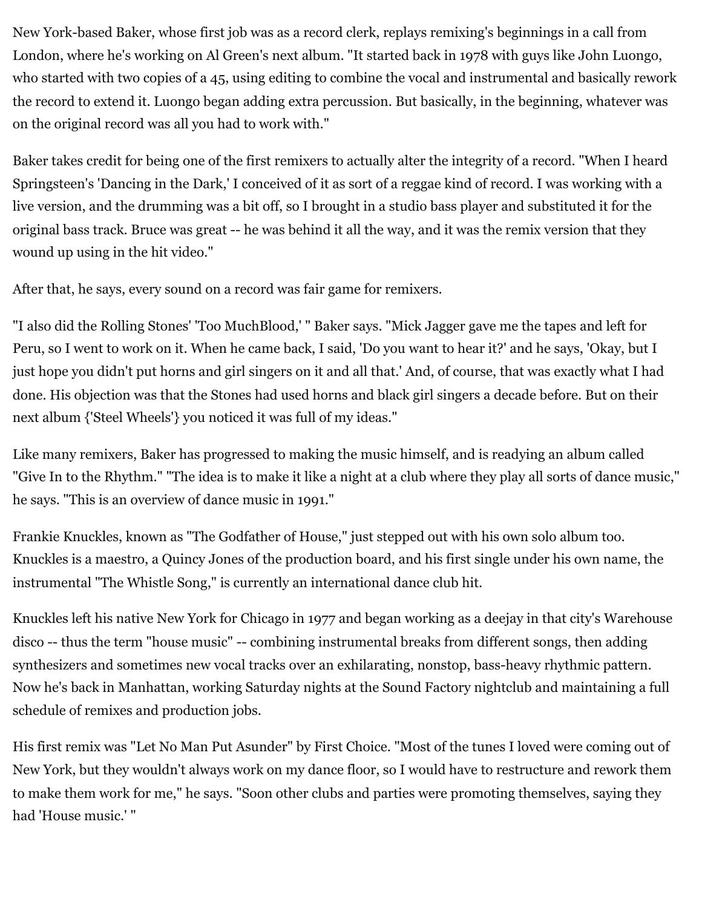New York-based Baker, whose first job was as a record clerk, replays remixing's beginnings in a call from London, where he's working on Al Green's next album. "It started back in 1978 with guys like John Luongo, who started with two copies of a 45, using editing to combine the vocal and instrumental and basically rework the record to extend it. Luongo began adding extra percussion. But basically, in the beginning, whatever was on the original record was all you had to work with."

Baker takes credit for being one of the first remixers to actually alter the integrity of a record. "When I heard Springsteen's 'Dancing in the Dark,' I conceived of it as sort of a reggae kind of record. I was working with a live version, and the drumming was a bit off, so I brought in a studio bass player and substituted it for the original bass track. Bruce was great -- he was behind it all the way, and it was the remix version that they wound up using in the hit video."

After that, he says, every sound on a record was fair game for remixers.

"I also did the Rolling Stones' 'Too MuchBlood,' " Baker says. "Mick Jagger gave me the tapes and left for Peru, so I went to work on it. When he came back, I said, 'Do you want to hear it?' and he says, 'Okay, but I just hope you didn't put horns and girl singers on it and all that.' And, of course, that was exactly what I had done. His objection was that the Stones had used horns and black girl singers a decade before. But on their next album {'Steel Wheels'} you noticed it was full of my ideas."

Like many remixers, Baker has progressed to making the music himself, and is readying an album called "Give In to the Rhythm." "The idea is to make it like a night at a club where they play all sorts of dance music," he says. "This is an overview of dance music in 1991."

Frankie Knuckles, known as "The Godfather of House," just stepped out with his own solo album too. Knuckles is a maestro, a Quincy Jones of the production board, and his first single under his own name, the instrumental "The Whistle Song," is currently an international dance club hit.

Knuckles left his native New York for Chicago in 1977 and began working as a deejay in that city's Warehouse disco -- thus the term "house music" -- combining instrumental breaks from different songs, then adding synthesizers and sometimes new vocal tracks over an exhilarating, nonstop, bass-heavy rhythmic pattern. Now he's back in Manhattan, working Saturday nights at the Sound Factory nightclub and maintaining a full schedule of remixes and production jobs.

His first remix was "Let No Man Put Asunder" by First Choice. "Most of the tunes I loved were coming out of New York, but they wouldn't always work on my dance floor, so I would have to restructure and rework them to make them work for me," he says. "Soon other clubs and parties were promoting themselves, saying they had 'House music.' "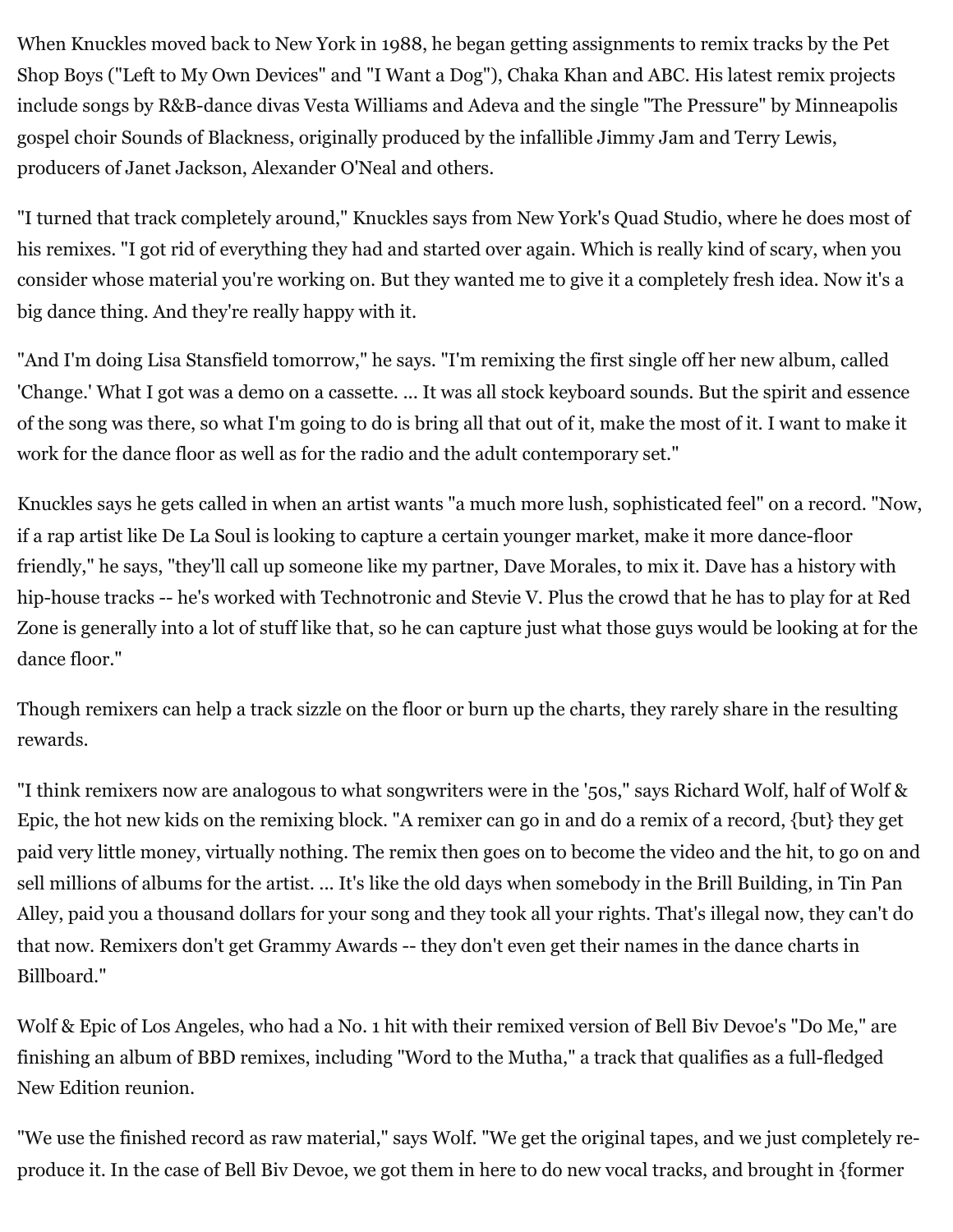When Knuckles moved back to New York in 1988, he began getting assignments to remix tracks by the Pet Shop Boys ("Left to My Own Devices" and "I Want a Dog"), Chaka Khan and ABC. His latest remix projects include songs by R&B-dance divas Vesta Williams and Adeva and the single "The Pressure" by Minneapolis gospel choir Sounds of Blackness, originally produced by the infallible Jimmy Jam and Terry Lewis, producers of Janet Jackson, Alexander O'Neal and others.

"I turned that track completely around," Knuckles says from New York's Quad Studio, where he does most of his remixes. "I got rid of everything they had and started over again. Which is really kind of scary, when you consider whose material you're working on. But they wanted me to give it a completely fresh idea. Now it's a big dance thing. And they're really happy with it.

"And I'm doing Lisa Stansfield tomorrow," he says. "I'm remixing the first single off her new album, called 'Change.' What I got was a demo on a cassette. ... It was all stock keyboard sounds. But the spirit and essence of the song was there, so what I'm going to do is bring all that out of it, make the most of it. I want to make it work for the dance floor as well as for the radio and the adult contemporary set."

Knuckles says he gets called in when an artist wants "a much more lush, sophisticated feel" on a record. "Now, if a rap artist like De La Soul is looking to capture a certain younger market, make it more dance-floor friendly," he says, "they'll call up someone like my partner, Dave Morales, to mix it. Dave has a history with hip-house tracks -- he's worked with Technotronic and Stevie V. Plus the crowd that he has to play for at Red Zone is generally into a lot of stuff like that, so he can capture just what those guys would be looking at for the dance floor."

Though remixers can help a track sizzle on the floor or burn up the charts, they rarely share in the resulting rewards.

"I think remixers now are analogous to what songwriters were in the '50s," says Richard Wolf, half of Wolf & Epic, the hot new kids on the remixing block. "A remixer can go in and do a remix of a record, {but} they get paid very little money, virtually nothing. The remix then goes on to become the video and the hit, to go on and sell millions of albums for the artist. ... It's like the old days when somebody in the Brill Building, in Tin Pan Alley, paid you a thousand dollars for your song and they took all your rights. That's illegal now, they can't do that now. Remixers don't get Grammy Awards -- they don't even get their names in the dance charts in Billboard."

Wolf & Epic of Los Angeles, who had a No. 1 hit with their remixed version of Bell Biv Devoe's "Do Me," are finishing an album of BBD remixes, including "Word to the Mutha," a track that qualifies as a full-fledged New Edition reunion.

"We use the finished record as raw material," says Wolf. "We get the original tapes, and we just completely re-produce it. In the case of Bell Biv Devoe, we got them in here to do new vocal tracks, and brought in {former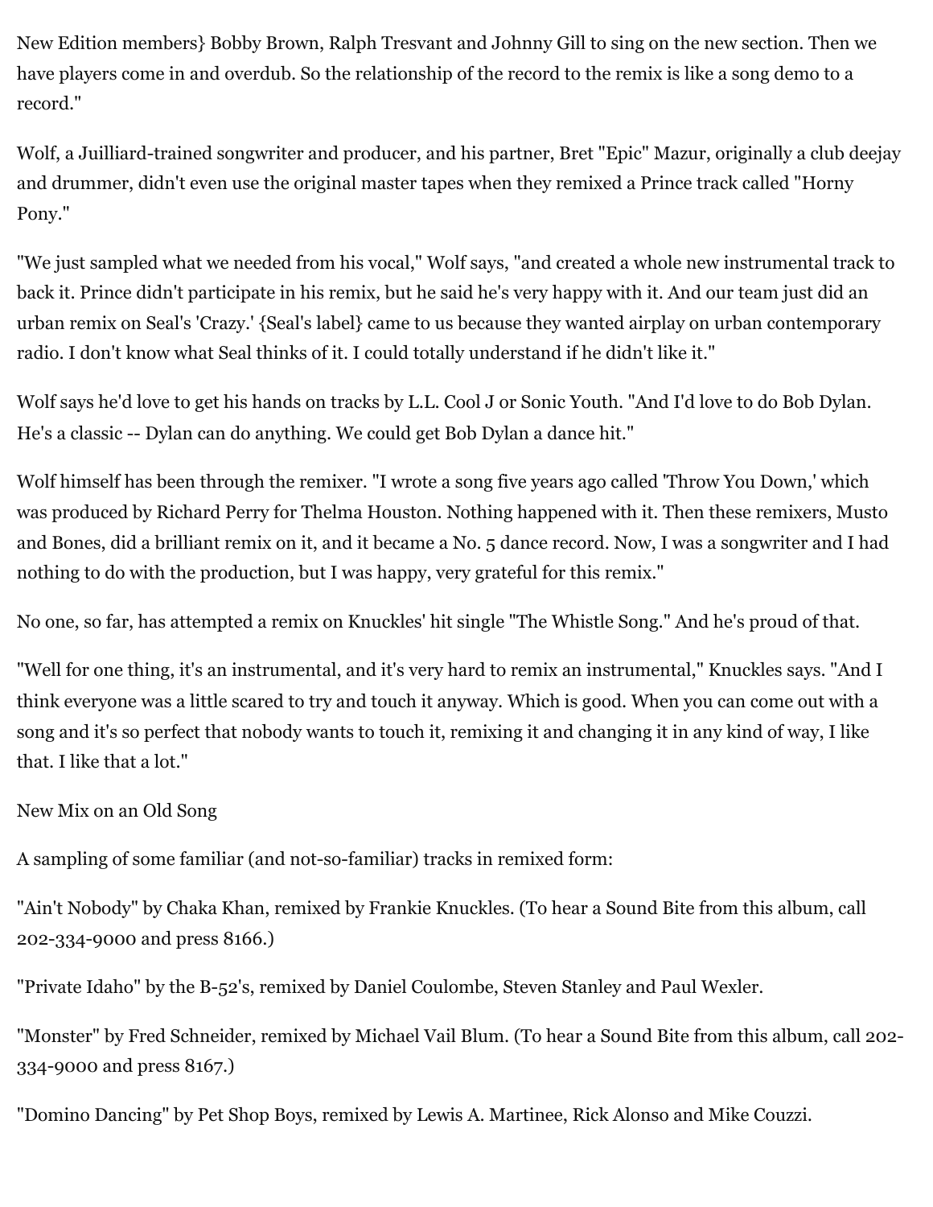New Edition members} Bobby Brown, Ralph Tresvant and Johnny Gill to sing on the new section. Then we have players come in and overdub. So the relationship of the record to the remix is like a song demo to a record."

Wolf, a Juilliard-trained songwriter and producer, and his partner, Bret "Epic" Mazur, originally a club deejay and drummer, didn't even use the original master tapes when they remixed a Prince track called "Horny Pony."

"We just sampled what we needed from his vocal," Wolf says, "and created a whole new instrumental track to back it. Prince didn't participate in his remix, but he said he's very happy with it. And our team just did an urban remix on Seal's 'Crazy.' {Seal's label} came to us because they wanted airplay on urban contemporary radio. I don't know what Seal thinks of it. I could totally understand if he didn't like it."

Wolf says he'd love to get his hands on tracks by L.L. Cool J or Sonic Youth. "And I'd love to do Bob Dylan. He's a classic -- Dylan can do anything. We could get Bob Dylan a dance hit."

Wolf himself has been through the remixer. "I wrote a song five years ago called 'Throw You Down,' which was produced by Richard Perry for Thelma Houston. Nothing happened with it. Then these remixers, Musto and Bones, did a brilliant remix on it, and it became a No. 5 dance record. Now, I was a songwriter and I had nothing to do with the production, but I was happy, very grateful for this remix."

No one, so far, has attempted a remix on Knuckles' hit single "The Whistle Song." And he's proud of that.

"Well for one thing, it's an instrumental, and it's very hard to remix an instrumental," Knuckles says. "And I think everyone was a little scared to try and touch it anyway. Which is good. When you can come out with a song and it's so perfect that nobody wants to touch it, remixing it and changing it in any kind of way, I like that. I like that a lot."

New Mix on an Old Song

A sampling of some familiar (and not-so-familiar) tracks in remixed form:

"Ain't Nobody" by Chaka Khan, remixed by Frankie Knuckles. (To hear a Sound Bite from this album, call 202-334-9000 and press 8166.)

"Private Idaho" by the B-52's, remixed by Daniel Coulombe, Steven Stanley and Paul Wexler.

"Monster" by Fred Schneider, remixed by Michael Vail Blum. (To hear a Sound Bite from this album, call 202-334-9000 and press 8167.)

"Domino Dancing" by Pet Shop Boys, remixed by Lewis A. Martinee, Rick Alonso and Mike Couzzi.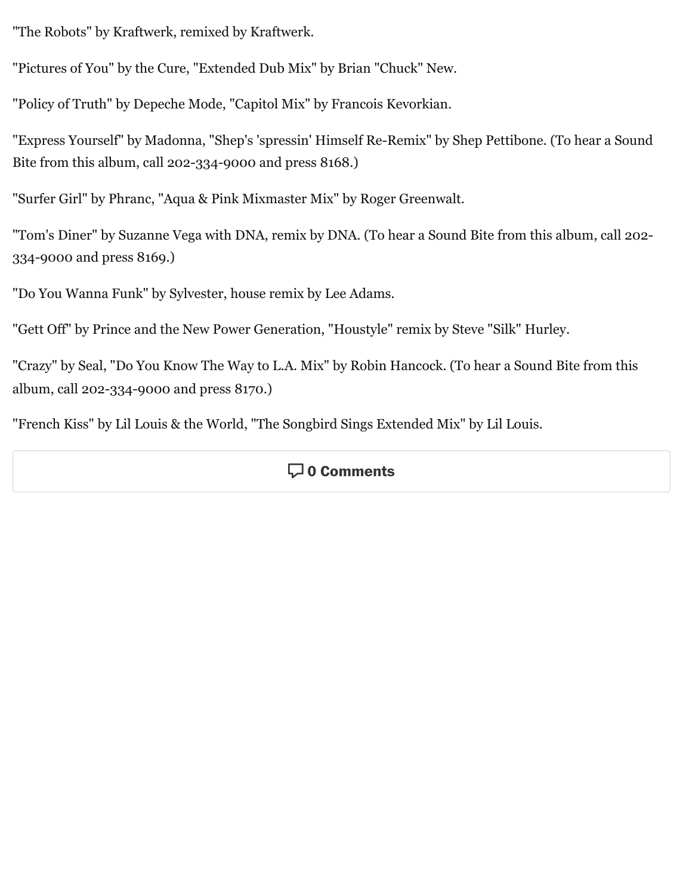"The Robots" by Kraftwerk, remixed by Kraftwerk.

"Pictures of You" by the Cure, "Extended Dub Mix" by Brian "Chuck" New.

"Policy of Truth" by Depeche Mode, "Capitol Mix" by Francois Kevorkian.

"Express Yourself" by Madonna, "Shep's 'spressin' Himself Re-Remix" by Shep Pettibone. (To hear a Sound Bite from this album, call 202-334-9000 and press 8168.)

"Surfer Girl" by Phranc, "Aqua & Pink Mixmaster Mix" by Roger Greenwalt.

"Tom's Diner" by Suzanne Vega with DNA, remix by DNA. (To hear a Sound Bite from this album, call 202-334-9000 and press 8169.)

"Do You Wanna Funk" by Sylvester, house remix by Lee Adams.

"Gett Off" by Prince and the New Power Generation, "Houstyle" remix by Steve "Silk" Hurley.

"Crazy" by Seal, "Do You Know The Way to L.A. Mix" by Robin Hancock. (To hear a Sound Bite from this album, call 202-334-9000 and press 8170.)

"French Kiss" by Lil Louis & the World, "The Songbird Sings Extended Mix" by Lil Louis.

**0 Comments**